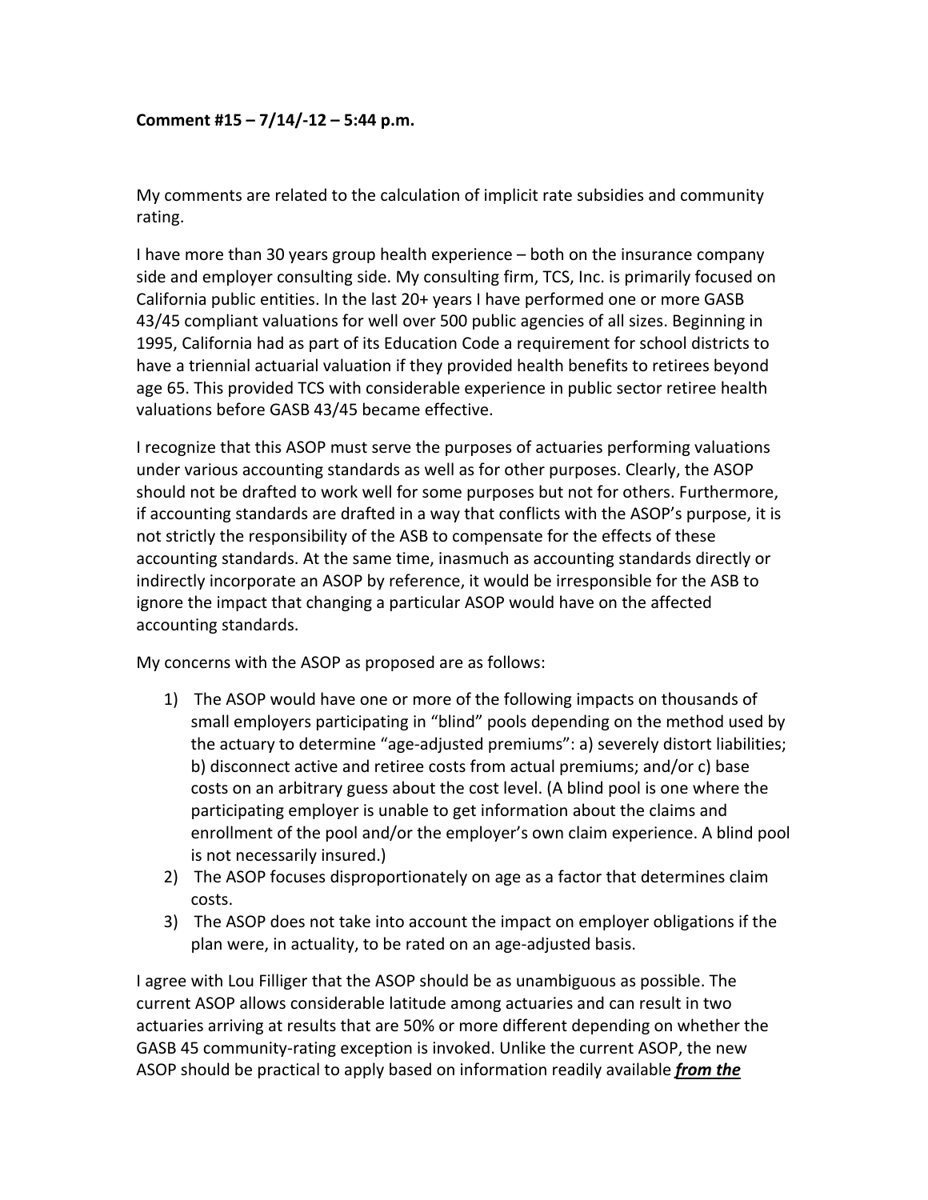**Comment #15 – 7/14/-12 – 5:44 p.m.**

My comments are related to the calculation of implicit rate subsidies and community rating.

I have more than 30 years group health experience – both on the insurance company side and employer consulting side. My consulting firm, TCS, Inc. is primarily focused on California public entities. In the last 20+ years I have performed one or more GASB 43/45 compliant valuations for well over 500 public agencies of all sizes. Beginning in 1995, California had as part of its Education Code a requirement for school districts to have a triennial actuarial valuation if they provided health benefits to retirees beyond age 65. This provided TCS with considerable experience in public sector retiree health valuations before GASB 43/45 became effective.

I recognize that this ASOP must serve the purposes of actuaries performing valuations under various accounting standards as well as for other purposes. Clearly, the ASOP should not be drafted to work well for some purposes but not for others. Furthermore, if accounting standards are drafted in a way that conflicts with the ASOP's purpose, it is not strictly the responsibility of the ASB to compensate for the effects of these accounting standards. At the same time, inasmuch as accounting standards directly or indirectly incorporate an ASOP by reference, it would be irresponsible for the ASB to ignore the impact that changing a particular ASOP would have on the affected accounting standards.

My concerns with the ASOP as proposed are as follows:

1) The ASOP would have one or more of the following impacts on thousands of small employers participating in "blind" pools depending on the method used by the actuary to determine "age-adjusted premiums": a) severely distort liabilities; b) disconnect active and retiree costs from actual premiums; and/or c) base costs on an arbitrary guess about the cost level. (A blind pool is one where the participating employer is unable to get information about the claims and enrollment of the pool and/or the employer's own claim experience. A blind pool is not necessarily insured.)
2) The ASOP focuses disproportionately on age as a factor that determines claim costs.
3) The ASOP does not take into account the impact on employer obligations if the plan were, in actuality, to be rated on an age-adjusted basis.

I agree with Lou Filliger that the ASOP should be as unambiguous as possible. The current ASOP allows considerable latitude among actuaries and can result in two actuaries arriving at results that are 50% or more different depending on whether the GASB 45 community-rating exception is invoked. Unlike the current ASOP, the new ASOP should be practical to apply based on information readily available ***<u>from the</u>***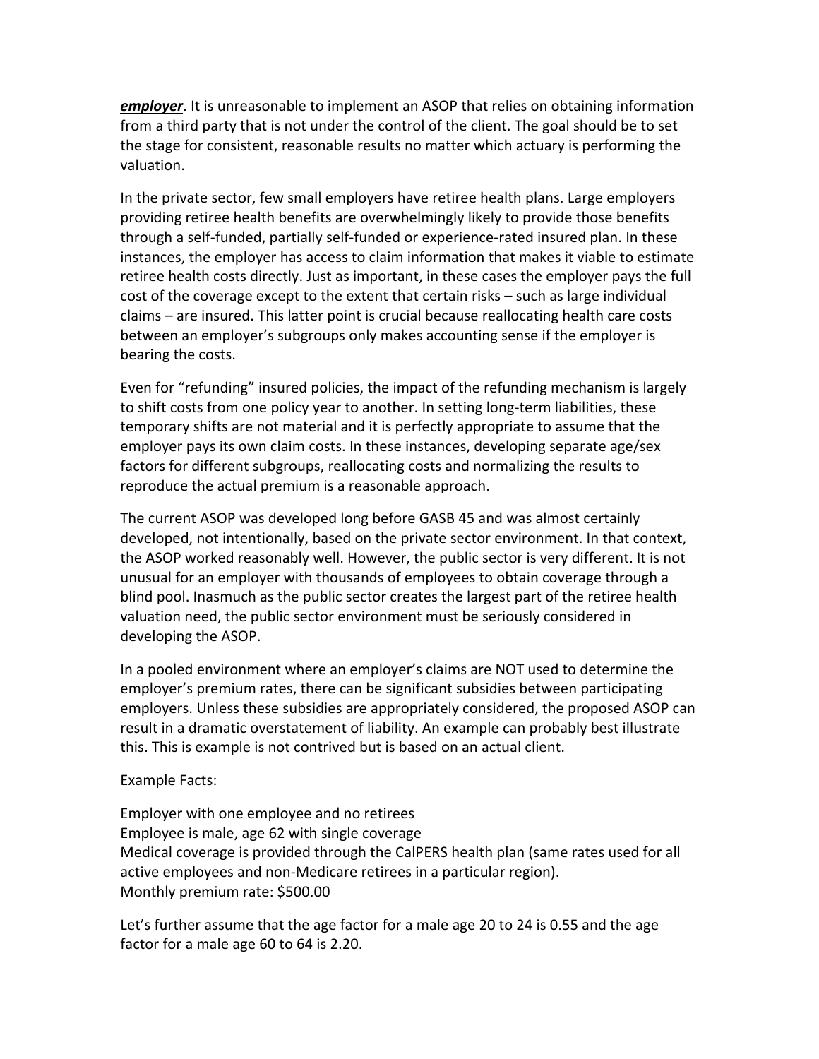***employer***. It is unreasonable to implement an ASOP that relies on obtaining information from a third party that is not under the control of the client. The goal should be to set the stage for consistent, reasonable results no matter which actuary is performing the valuation.

In the private sector, few small employers have retiree health plans. Large employers providing retiree health benefits are overwhelmingly likely to provide those benefits through a self-funded, partially self-funded or experience-rated insured plan. In these instances, the employer has access to claim information that makes it viable to estimate retiree health costs directly. Just as important, in these cases the employer pays the full cost of the coverage except to the extent that certain risks – such as large individual claims – are insured. This latter point is crucial because reallocating health care costs between an employer's subgroups only makes accounting sense if the employer is bearing the costs.

Even for "refunding" insured policies, the impact of the refunding mechanism is largely to shift costs from one policy year to another. In setting long-term liabilities, these temporary shifts are not material and it is perfectly appropriate to assume that the employer pays its own claim costs. In these instances, developing separate age/sex factors for different subgroups, reallocating costs and normalizing the results to reproduce the actual premium is a reasonable approach.

The current ASOP was developed long before GASB 45 and was almost certainly developed, not intentionally, based on the private sector environment. In that context, the ASOP worked reasonably well. However, the public sector is very different. It is not unusual for an employer with thousands of employees to obtain coverage through a blind pool. Inasmuch as the public sector creates the largest part of the retiree health valuation need, the public sector environment must be seriously considered in developing the ASOP.

In a pooled environment where an employer's claims are NOT used to determine the employer's premium rates, there can be significant subsidies between participating employers. Unless these subsidies are appropriately considered, the proposed ASOP can result in a dramatic overstatement of liability. An example can probably best illustrate this. This is example is not contrived but is based on an actual client.

Example Facts:

Employer with one employee and no retirees
Employee is male, age 62 with single coverage
Medical coverage is provided through the CalPERS health plan (same rates used for all active employees and non-Medicare retirees in a particular region).
Monthly premium rate: $500.00

Let's further assume that the age factor for a male age 20 to 24 is 0.55 and the age factor for a male age 60 to 64 is 2.20.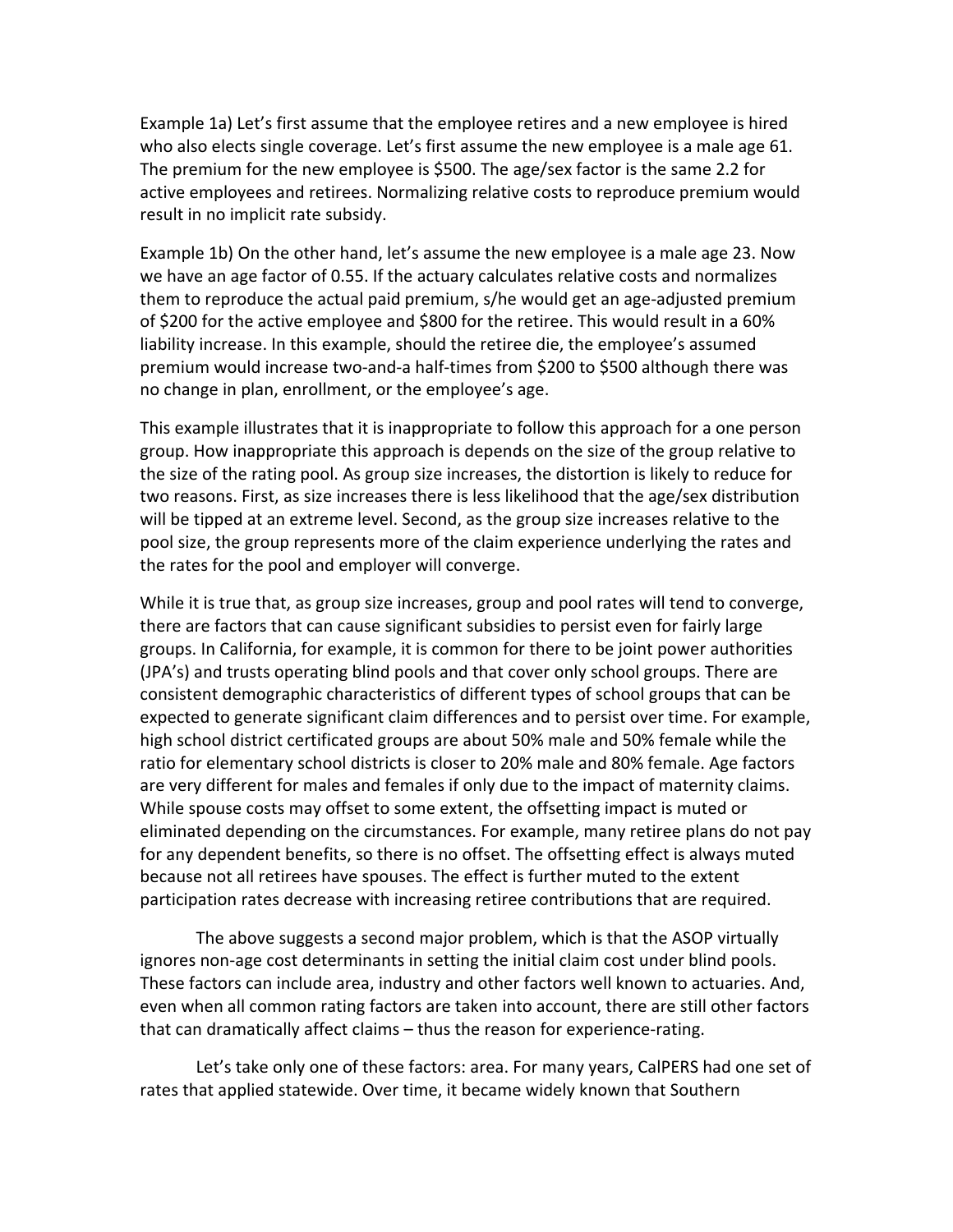Example 1a) Let's first assume that the employee retires and a new employee is hired who also elects single coverage. Let's first assume the new employee is a male age 61. The premium for the new employee is $500. The age/sex factor is the same 2.2 for active employees and retirees. Normalizing relative costs to reproduce premium would result in no implicit rate subsidy.

Example 1b) On the other hand, let's assume the new employee is a male age 23. Now we have an age factor of 0.55. If the actuary calculates relative costs and normalizes them to reproduce the actual paid premium, s/he would get an age-adjusted premium of $200 for the active employee and $800 for the retiree. This would result in a 60% liability increase. In this example, should the retiree die, the employee's assumed premium would increase two-and-a half-times from $200 to $500 although there was no change in plan, enrollment, or the employee's age.

This example illustrates that it is inappropriate to follow this approach for a one person group. How inappropriate this approach is depends on the size of the group relative to the size of the rating pool. As group size increases, the distortion is likely to reduce for two reasons. First, as size increases there is less likelihood that the age/sex distribution will be tipped at an extreme level. Second, as the group size increases relative to the pool size, the group represents more of the claim experience underlying the rates and the rates for the pool and employer will converge.

While it is true that, as group size increases, group and pool rates will tend to converge, there are factors that can cause significant subsidies to persist even for fairly large groups. In California, for example, it is common for there to be joint power authorities (JPA's) and trusts operating blind pools and that cover only school groups. There are consistent demographic characteristics of different types of school groups that can be expected to generate significant claim differences and to persist over time. For example, high school district certificated groups are about 50% male and 50% female while the ratio for elementary school districts is closer to 20% male and 80% female. Age factors are very different for males and females if only due to the impact of maternity claims. While spouse costs may offset to some extent, the offsetting impact is muted or eliminated depending on the circumstances. For example, many retiree plans do not pay for any dependent benefits, so there is no offset. The offsetting effect is always muted because not all retirees have spouses. The effect is further muted to the extent participation rates decrease with increasing retiree contributions that are required.

The above suggests a second major problem, which is that the ASOP virtually ignores non-age cost determinants in setting the initial claim cost under blind pools. These factors can include area, industry and other factors well known to actuaries. And, even when all common rating factors are taken into account, there are still other factors that can dramatically affect claims – thus the reason for experience-rating.

Let's take only one of these factors: area. For many years, CalPERS had one set of rates that applied statewide. Over time, it became widely known that Southern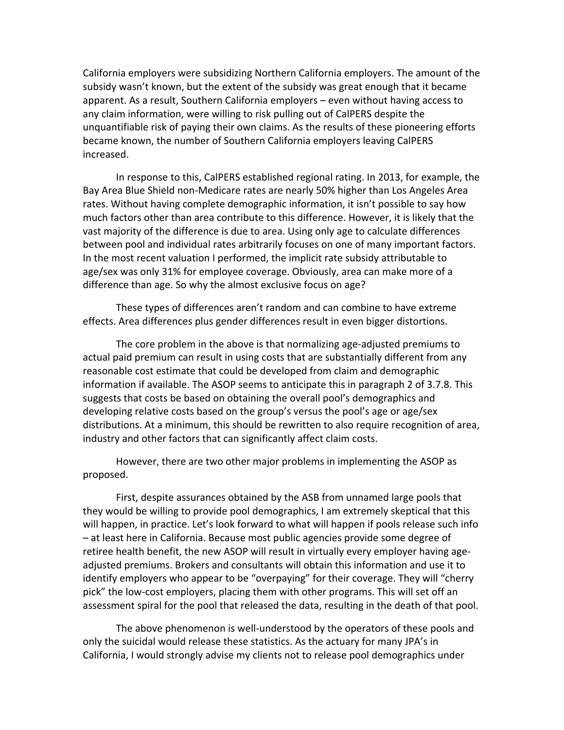California employers were subsidizing Northern California employers. The amount of the subsidy wasn't known, but the extent of the subsidy was great enough that it became apparent. As a result, Southern California employers – even without having access to any claim information, were willing to risk pulling out of CalPERS despite the unquantifiable risk of paying their own claims. As the results of these pioneering efforts became known, the number of Southern California employers leaving CalPERS increased.

In response to this, CalPERS established regional rating. In 2013, for example, the Bay Area Blue Shield non-Medicare rates are nearly 50% higher than Los Angeles Area rates. Without having complete demographic information, it isn't possible to say how much factors other than area contribute to this difference. However, it is likely that the vast majority of the difference is due to area. Using only age to calculate differences between pool and individual rates arbitrarily focuses on one of many important factors. In the most recent valuation I performed, the implicit rate subsidy attributable to age/sex was only 31% for employee coverage. Obviously, area can make more of a difference than age. So why the almost exclusive focus on age?

These types of differences aren't random and can combine to have extreme effects. Area differences plus gender differences result in even bigger distortions.

The core problem in the above is that normalizing age-adjusted premiums to actual paid premium can result in using costs that are substantially different from any reasonable cost estimate that could be developed from claim and demographic information if available. The ASOP seems to anticipate this in paragraph 2 of 3.7.8. This suggests that costs be based on obtaining the overall pool's demographics and developing relative costs based on the group's versus the pool's age or age/sex distributions. At a minimum, this should be rewritten to also require recognition of area, industry and other factors that can significantly affect claim costs.

However, there are two other major problems in implementing the ASOP as proposed.

First, despite assurances obtained by the ASB from unnamed large pools that they would be willing to provide pool demographics, I am extremely skeptical that this will happen, in practice. Let's look forward to what will happen if pools release such info – at least here in California. Because most public agencies provide some degree of retiree health benefit, the new ASOP will result in virtually every employer having age-adjusted premiums. Brokers and consultants will obtain this information and use it to identify employers who appear to be "overpaying" for their coverage. They will "cherry pick" the low-cost employers, placing them with other programs. This will set off an assessment spiral for the pool that released the data, resulting in the death of that pool.

The above phenomenon is well-understood by the operators of these pools and only the suicidal would release these statistics. As the actuary for many JPA's in California, I would strongly advise my clients not to release pool demographics under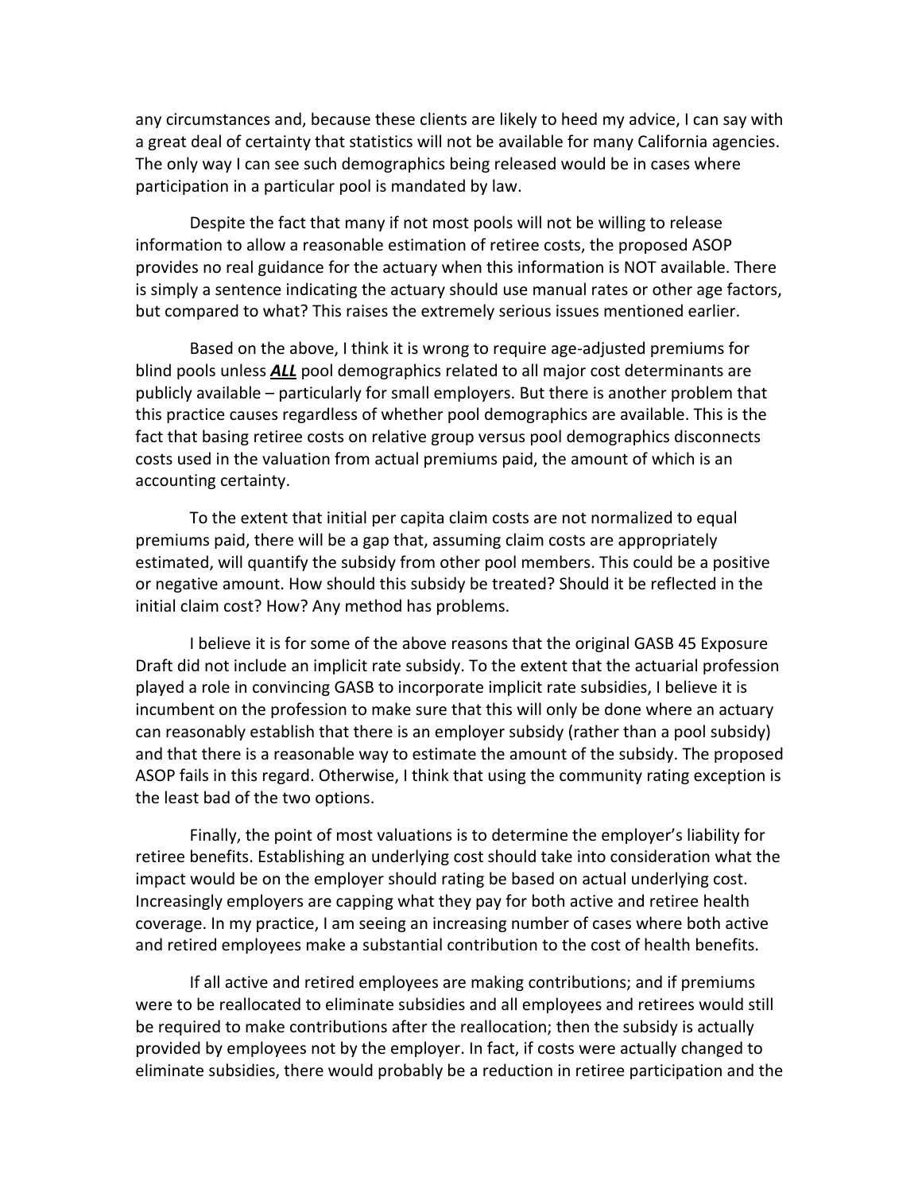any circumstances and, because these clients are likely to heed my advice, I can say with a great deal of certainty that statistics will not be available for many California agencies. The only way I can see such demographics being released would be in cases where participation in a particular pool is mandated by law.

Despite the fact that many if not most pools will not be willing to release information to allow a reasonable estimation of retiree costs, the proposed ASOP provides no real guidance for the actuary when this information is NOT available. There is simply a sentence indicating the actuary should use manual rates or other age factors, but compared to what? This raises the extremely serious issues mentioned earlier.

Based on the above, I think it is wrong to require age-adjusted premiums for blind pools unless ***ALL*** pool demographics related to all major cost determinants are publicly available – particularly for small employers. But there is another problem that this practice causes regardless of whether pool demographics are available. This is the fact that basing retiree costs on relative group versus pool demographics disconnects costs used in the valuation from actual premiums paid, the amount of which is an accounting certainty.

To the extent that initial per capita claim costs are not normalized to equal premiums paid, there will be a gap that, assuming claim costs are appropriately estimated, will quantify the subsidy from other pool members. This could be a positive or negative amount. How should this subsidy be treated? Should it be reflected in the initial claim cost? How? Any method has problems.

I believe it is for some of the above reasons that the original GASB 45 Exposure Draft did not include an implicit rate subsidy. To the extent that the actuarial profession played a role in convincing GASB to incorporate implicit rate subsidies, I believe it is incumbent on the profession to make sure that this will only be done where an actuary can reasonably establish that there is an employer subsidy (rather than a pool subsidy) and that there is a reasonable way to estimate the amount of the subsidy. The proposed ASOP fails in this regard. Otherwise, I think that using the community rating exception is the least bad of the two options.

Finally, the point of most valuations is to determine the employer's liability for retiree benefits. Establishing an underlying cost should take into consideration what the impact would be on the employer should rating be based on actual underlying cost. Increasingly employers are capping what they pay for both active and retiree health coverage. In my practice, I am seeing an increasing number of cases where both active and retired employees make a substantial contribution to the cost of health benefits.

If all active and retired employees are making contributions; and if premiums were to be reallocated to eliminate subsidies and all employees and retirees would still be required to make contributions after the reallocation; then the subsidy is actually provided by employees not by the employer. In fact, if costs were actually changed to eliminate subsidies, there would probably be a reduction in retiree participation and the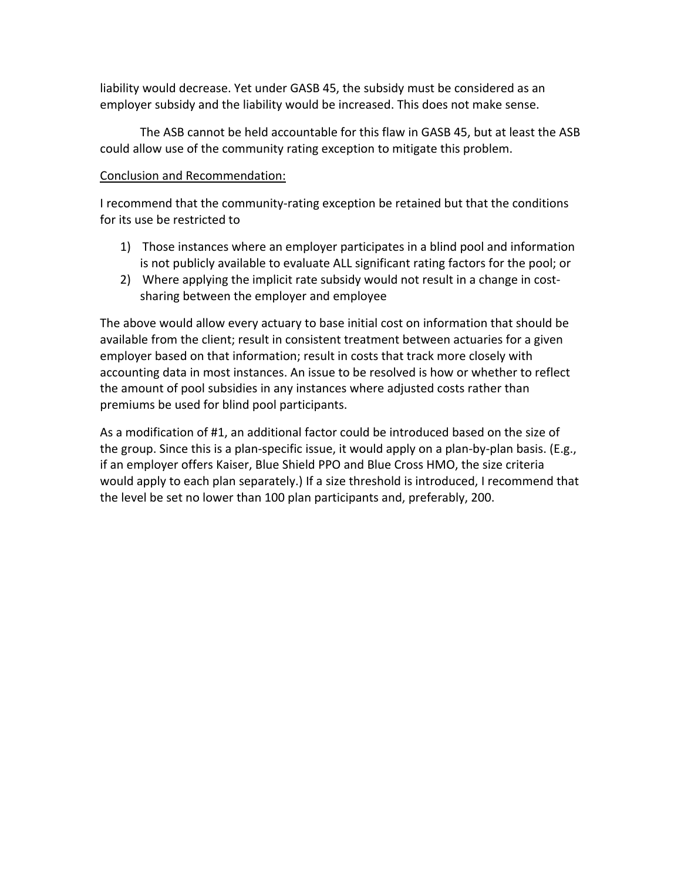liability would decrease. Yet under GASB 45, the subsidy must be considered as an employer subsidy and the liability would be increased. This does not make sense.

The ASB cannot be held accountable for this flaw in GASB 45, but at least the ASB could allow use of the community rating exception to mitigate this problem.

<u>Conclusion and Recommendation:</u>

I recommend that the community-rating exception be retained but that the conditions for its use be restricted to

1) Those instances where an employer participates in a blind pool and information is not publicly available to evaluate ALL significant rating factors for the pool; or
2) Where applying the implicit rate subsidy would not result in a change in cost-sharing between the employer and employee

The above would allow every actuary to base initial cost on information that should be available from the client; result in consistent treatment between actuaries for a given employer based on that information; result in costs that track more closely with accounting data in most instances. An issue to be resolved is how or whether to reflect the amount of pool subsidies in any instances where adjusted costs rather than premiums be used for blind pool participants.

As a modification of #1, an additional factor could be introduced based on the size of the group. Since this is a plan-specific issue, it would apply on a plan-by-plan basis. (E.g., if an employer offers Kaiser, Blue Shield PPO and Blue Cross HMO, the size criteria would apply to each plan separately.) If a size threshold is introduced, I recommend that the level be set no lower than 100 plan participants and, preferably, 200.